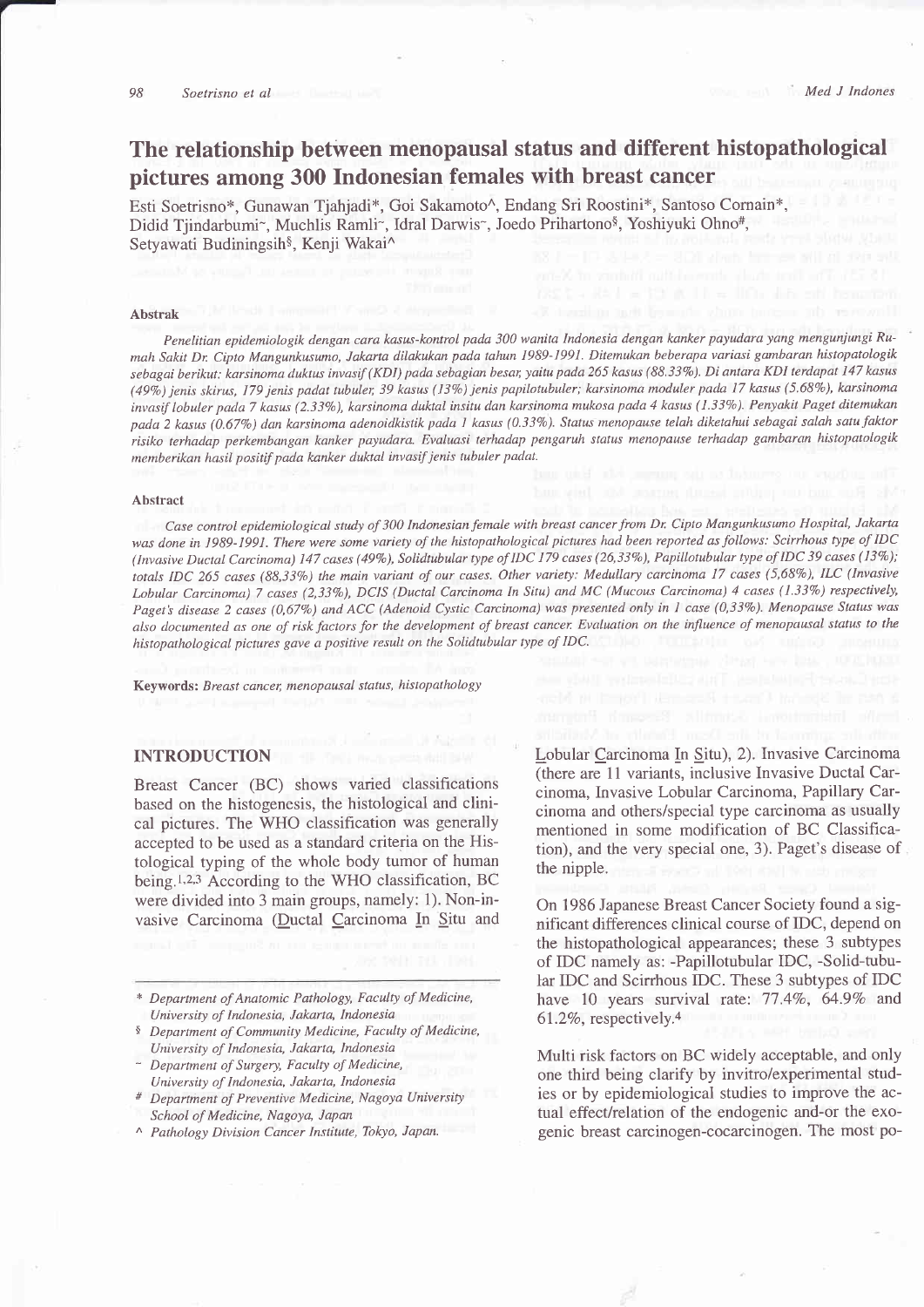# The relationship between menopausal status and different histopathological pictures among 300 Indonesian females with breast cancer

Esti Soetrisno*, Gunawan Tjahjadi*, Goi Sakamoto^, Endang Sri Roostini*, Santoso Cornain*, Didid Tjindarbumi~, Muchlis Ramli~, Idral Darwis~, Joedo Prihartono§, Yoshiyuki Ohno#, Setyawati Budiningsih§, Kenji Wakai^

### Abstrak

*Penelitian epidemiologik dengan cara kasus-kontrol pada 300 wanita Indonesia dengan kanker payudara yang mengunjungi Rumah Sakit Dr. Cipto Mangunkusumo, Jakarta dilakukan pada tahun 1989-1991. Ditemukan beberapa variasi gambaran histopatologik sebagai berikut: karsinoma duktus invasif (KDI) pada sebagian besar, yaitu pada 265 kasus (88.33%). Di antara KDI terdapat 147 kasus (49%) jenis skirus, 179 jenis padat tubuler, 39 kasus (13%) jenis papilotubuler; karsinoma moduler pada 17 kasus (5.68%), karsinoma invasif lobuler pada 7 kasus (2.33%), karsinoma duktal insitu dan karsinoma mukosa pada 4 kasus (1.33%). Penyakit Paget ditemukan pada 2 kasus (0.67%) dan karsinoma adenoidkistik pada 1 kasus (0.33%). Status menopause telah diketahui sebagai salah satu faktor risiko terhadap perkembangan kanker payudara. Evaluasi terhadap pengaruh status menopause terhadap gambaran histopatologik memberikan hasil positif pada kanker duktal invasif jenis tubuler padat.*

### Abstract

*Case control epidemiological study of 300 Indonesian female with breast cancer from Dr. Cipto Mangunkusumo Hospital, Jakarta was done in 1989-1991. There were some variety of the histopathological pictures had been reported as follows: Scirrhous type of IDC (Invasive Ductal Carcinoma) 147 cases (49%), Solidtubular type of IDC 179 cases (26,33%), Papillotubular type of IDC 39 cases (13%); totals IDC 265 cases (88,33%) the main variant of our cases. Other variety: Medullary carcinoma 17 cases (5,68%), ILC (Invasive Lobular Carcinoma) 7 cases (2,33%), DCIS (Ductal Carcinoma In Situ) and MC (Mucous Carcinoma) 4 cases (1.33%) respectively, Paget's disease 2 cases (0,67%) and ACC (Adenoid Cystic Carcinoma) was presented only in 1 case (0,33%). Menopause Status was also documented as one of risk factors for the development of breast cancer. Evaluation on the influence of menopausal status to the histopathological pictures gave a positive result on the Solidtubular type of IDC.*

**Keywords:** *Breast cancer, menopausal status, histopathology*

## INTRODUCTION

Breast Cancer (BC) shows varied classifications based on the histogenesis, the histological and clinical pictures. The WHO classification was generally accepted to be used as a standard criteria on the Histological typing of the whole body tumor of human being.[1,2,3] According to the WHO classification, BC were divided into 3 main groups, namely: 1). Non-invasive Carcinoma (Ductal Carcinoma In Situ and Lobular Carcinoma In Situ), 2). Invasive Carcinoma (there are 11 variants, inclusive Invasive Ductal Carcinoma, Invasive Lobular Carcinoma, Papillary Carcinoma and others/special type carcinoma as usually mentioned in some modification of BC Classification), and the very special one, 3). Paget's disease of the nipple.

On 1986 Japanese Breast Cancer Society found a significant differences clinical course of IDC, depend on the histopathological appearances; these 3 subtypes of IDC namely as: -Papillotubular IDC, -Solid-tubular IDC and Scirrhous IDC. These 3 subtypes of IDC have 10 years survival rate: 77.4%, 64.9% and 61.2%, respectively.[4]

Multi risk factors on BC widely acceptable, and only one third being clarify by invitro/experimental studies or by epidemiological studies to improve the actual effect/relation of the endogenic and-or the exogenic breast carcinogen-cocarcinogen. The most po-

\* Department of Anatomic Pathology, Faculty of Medicine, University of Indonesia, Jakarta, Indonesia
§ Department of Community Medicine, Faculty of Medicine, University of Indonesia, Jakarta, Indonesia
~ Department of Surgery, Faculty of Medicine, University of Indonesia, Jakarta, Indonesia
\# Department of Preventive Medicine, Nagoya University School of Medicine, Nagoya, Japan
^ Pathology Division Cancer Institute, Tokyo, Japan.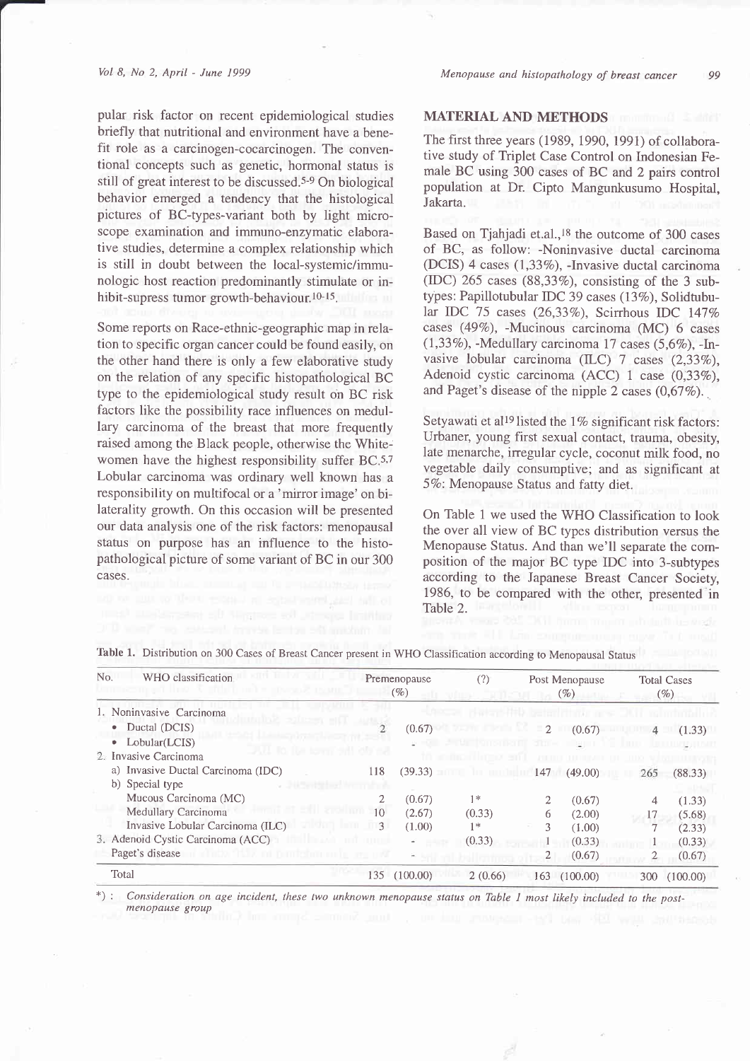pular risk factor on recent epidemiological studies briefly that nutritional and environment have a benefit role as a carcinogen-cocarcinogen. The conventional concepts such as genetic, hormonal status is still of great interest to be discussed.[5-9] On biological behavior emerged a tendency that the histological pictures of BC-types-variant both by light microscope examination and immuno-enzymatic elaborative studies, determine a complex relationship which is still in doubt between the local-systemic/immunologic host reaction predominantly stimulate or inhibit-supress tumor growth-behaviour.[10-15]

Some reports on Race-ethnic-geographic map in relation to specific organ cancer could be found easily, on the other hand there is only a few elaborative study on the relation of any specific histopathological BC type to the epidemiological study result on BC risk factors like the possibility race influences on medullary carcinoma of the breast that more frequently raised among the Black people, otherwise the White-women have the highest responsibility suffer BC.[5,7] Lobular carcinoma was ordinary well known has a responsibility on multifocal or a 'mirror image' on bilaterality growth. On this occasion will be presented our data analysis one of the risk factors: menopausal status on purpose has an influence to the histopathological picture of some variant of BC in our 300 cases.

## MATERIAL AND METHODS

The first three years (1989, 1990, 1991) of collaborative study of Triplet Case Control on Indonesian Female BC using 300 cases of BC and 2 pairs control population at Dr. Cipto Mangunkusumo Hospital, Jakarta.

Based on Tjahjadi et.al.,[18] the outcome of 300 cases of BC, as follow: -Noninvasive ductal carcinoma (DCIS) 4 cases (1,33%), -Invasive ductal carcinoma (IDC) 265 cases (88,33%), consisting of the 3 subtypes: Papillotubular IDC 39 cases (13%), Solidtubular IDC 75 cases (26,33%), Scirrhous IDC 147% cases (49%), -Mucinous carcinoma (MC) 6 cases (1,33%), -Medullary carcinoma 17 cases (5,6%), -Invasive lobular carcinoma (ILC) 7 cases (2,33%), Adenoid cystic carcinoma (ACC) 1 case (0,33%), and Paget's disease of the nipple 2 cases (0,67%).

Setyawati et al[19] listed the 1% significant risk factors: Urbaner, young first sexual contact, trauma, obesity, late menarche, irregular cycle, coconut milk food, no vegetable daily consumptive; and as significant at 5%: Menopause Status and fatty diet.

On Table 1 we used the WHO Classification to look the over all view of BC types distribution versus the Menopause Status. And than we'll separate the composition of the major BC type IDC into 3-subtypes according to the Japanese Breast Cancer Society, 1986, to be compared with the other, presented in Table 2.

Table 1. Distribution on 300 Cases of Breast Cancer present in WHO Classification according to Menopausal Status

| No. WHO classification | Premenopause | (%) | (?) | Post Menopause | (%) | Total Cases | (%) |
|---|---|---|---|---|---|---|---|
| 1. Noninvasive Carcinoma | | | | | | | |
| • Ductal (DCIS) | 2 | (0.67) | | 2 | (0.67) | 4 | (1.33) |
| • Lobular(LCIS) | | - | | | | | |
| 2. Invasive Carcinoma | | | | | | | |
| a) Invasive Ductal Carcinoma (IDC) | 118 | (39.33) | | 147 | (49.00) | 265 | (88.33) |
| b) Special type | | | | | | | |
| Mucous Carcinoma (MC) | 2 | (0.67) | 1* | 2 | (0.67) | 4 | (1.33) |
| Medullary Carcinoma | 10 | (2.67) | (0.33) | 6 | (2.00) | 17 | (5.68) |
| Invasive Lobular Carcinoma (ILC) | 3 | (1.00) | 1* | 3 | (1.00) | 7 | (2.33) |
| 3. Adenoid Cystic Carcinoma (ACC) | | - | (0.33) | 1 | (0.33) | 1 | (0.33) |
| Paget's disease | | - | | 2 | (0.67) | 2 | (0.67) |
| Total | 135 | (100.00) | 2 (0.66) | 163 | (100.00) | 300 | (100.00) |

*) : *Consideration on age incident, these two unknown menopause status on Table 1 most likely included to the post-menopause group*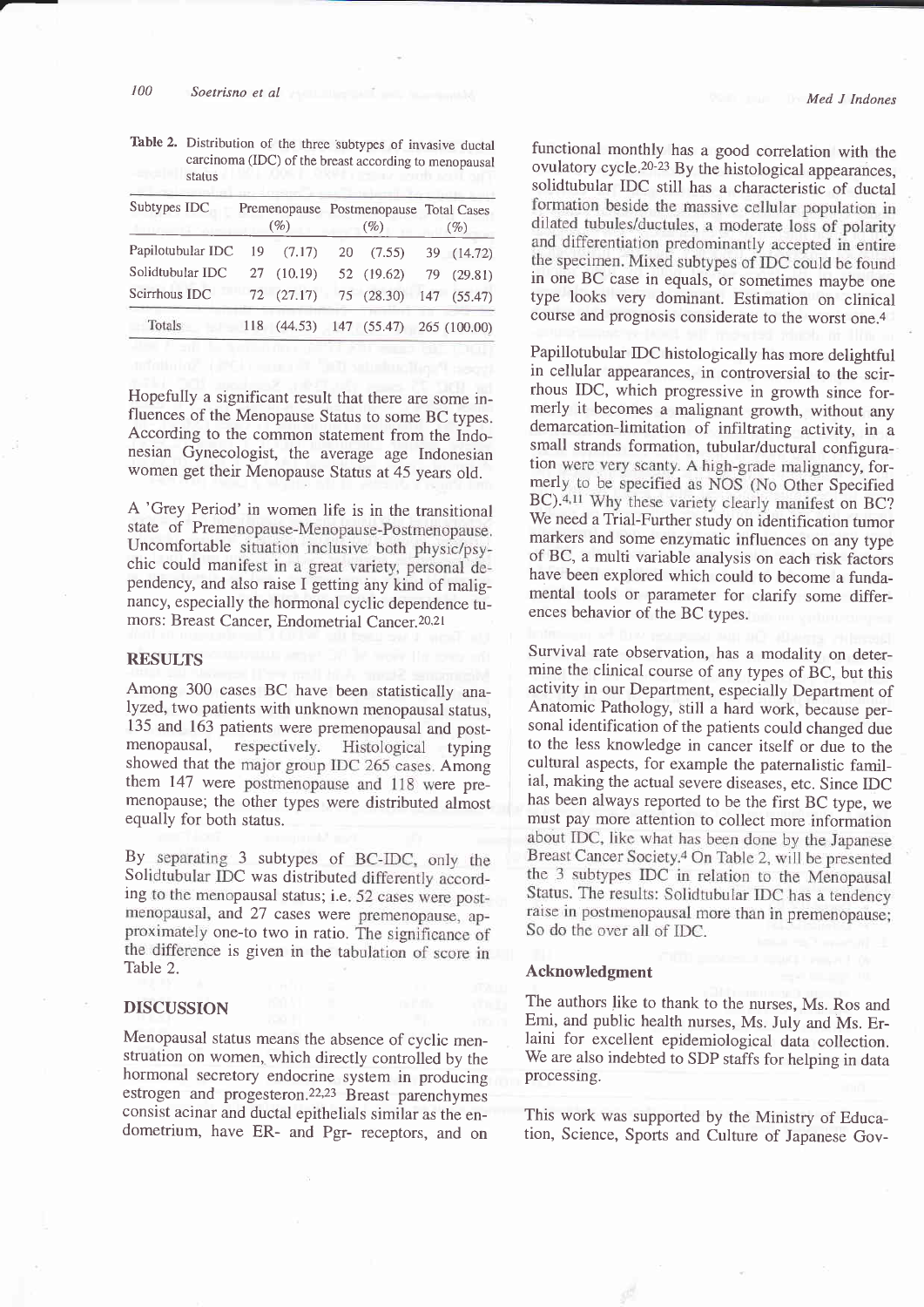**Table 2.** Distribution of the three subtypes of invasive ductal carcinoma (IDC) of the breast according to menopausal status

| Subtypes IDC | Premenopause (%) | | Postmenopause (%) | | Total Cases (%) | |
|---|---|---|---|---|---|---|
| Papilotubular IDC | 19 | (7.17) | 20 | (7.55) | 39 | (14.72) |
| Solidtubular IDC | 27 | (10.19) | 52 | (19.62) | 79 | (29.81) |
| Scirrhous IDC | 72 | (27.17) | 75 | (28.30) | 147 | (55.47) |
| Totals | 118 | (44.53) | 147 | (55.47) | 265 | (100.00) |

Hopefully a significant result that there are some influences of the Menopause Status to some BC types. According to the common statement from the Indonesian Gynecologist, the average age Indonesian women get their Menopause Status at 45 years old.

A 'Grey Period' in women life is in the transitional state of Premenopause-Menopause-Postmenopause. Uncomfortable situation inclusive both physic/psychic could manifest in a great variety, personal dependency, and also raise I getting any kind of malignancy, especially the hormonal cyclic dependence tumors: Breast Cancer, Endometrial Cancer.[20,21]

## RESULTS

Among 300 cases BC have been statistically analyzed, two patients with unknown menopausal status, 135 and 163 patients were premenopausal and postmenopausal, respectively. Histological typing showed that the major group IDC 265 cases. Among them 147 were postmenopause and 118 were premenopause; the other types were distributed almost equally for both status.

By separating 3 subtypes of BC-IDC, only the Solidtubular IDC was distributed differently according to the menopausal status; i.e. 52 cases were postmenopausal, and 27 cases were premenopause, approximately one-to two in ratio. The significance of the difference is given in the tabulation of score in Table 2.

## DISCUSSION

Menopausal status means the absence of cyclic menstruation on women, which directly controlled by the hormonal secretory endocrine system in producing estrogen and progesteron.[22,23] Breast parenchymes consist acinar and ductal epithelials similar as the endometrium, have ER- and Pgr- receptors, and on functional monthly has a good correlation with the ovulatory cycle.[20-23] By the histological appearances, solidtubular IDC still has a characteristic of ductal formation beside the massive cellular population in dilated tubules/ductules, a moderate loss of polarity and differentiation predominantly accepted in entire the specimen. Mixed subtypes of IDC could be found in one BC case in equals, or sometimes maybe one type looks very dominant. Estimation on clinical course and prognosis considerate to the worst one.[4]

Papillotubular IDC histologically has more delightful in cellular appearances, in controversial to the scirrhous IDC, which progressive in growth since formerly it becomes a malignant growth, without any demarcation-limitation of infiltrating activity, in a small strands formation, tubular/ductural configuration were very scanty. A high-grade malignancy, formerly to be specified as NOS (No Other Specified BC).[4,11] Why these variety clearly manifest on BC? We need a Trial-Further study on identification tumor markers and some enzymatic influences on any type of BC, a multi variable analysis on each risk factors have been explored which could to become a fundamental tools or parameter for clarify some differences behavior of the BC types.

Survival rate observation, has a modality on determine the clinical course of any types of BC, but this activity in our Department, especially Department of Anatomic Pathology, still a hard work, because personal identification of the patients could changed due to the less knowledge in cancer itself or due to the cultural aspects, for example the paternalistic familial, making the actual severe diseases, etc. Since IDC has been always reported to be the first BC type, we must pay more attention to collect more information about IDC, like what has been done by the Japanese Breast Cancer Society.[4] On Table 2, will be presented the 3 subtypes IDC in relation to the Menopausal Status. The results: Solidtubular IDC has a tendency raise in postmenopausal more than in premenopause; So do the over all of IDC.

### Acknowledgment

The authors like to thank to the nurses, Ms. Ros and Emi, and public health nurses, Ms. July and Ms. Erlaini for excellent epidemiological data collection. We are also indebted to SDP staffs for helping in data processing.

This work was supported by the Ministry of Education, Science, Sports and Culture of Japanese Gov-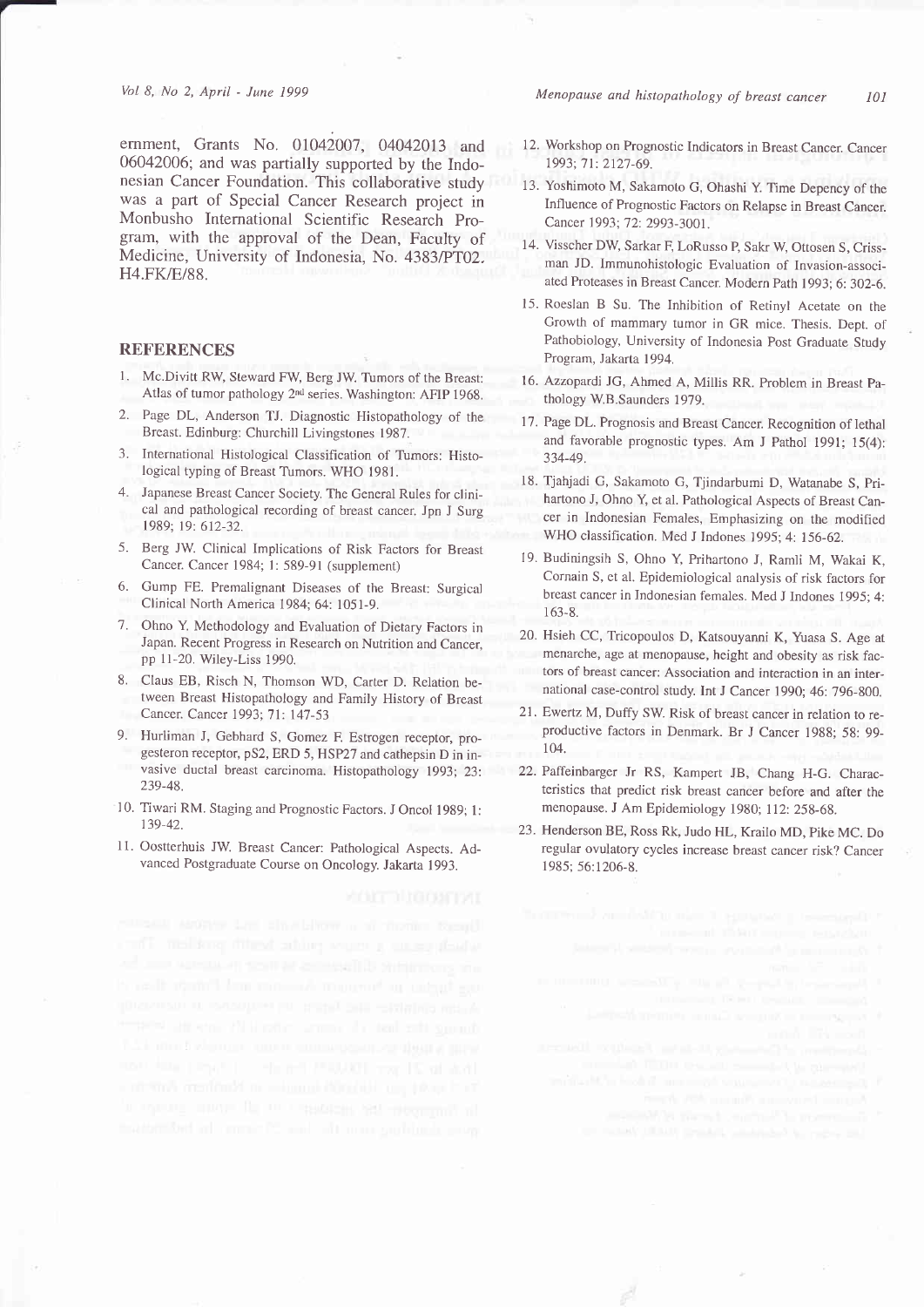ernment, Grants No. 01042007, 04042013 and 06042006; and was partially supported by the Indonesian Cancer Foundation. This collaborative study was a part of Special Cancer Research project in Monbusho International Scientific Research Program, with the approval of the Dean, Faculty of Medicine, University of Indonesia, No. 4383/PT02. H4.FK/E/88.

## REFERENCES

1. Mc.Divitt RW, Steward FW, Berg JW. Tumors of the Breast: Atlas of tumor pathology 2nd series. Washington: AFIP 1968.
2. Page DL, Anderson TJ. Diagnostic Histopathology of the Breast. Edinburg: Churchill Livingstones 1987.
3. International Histological Classification of Tumors: Histological typing of Breast Tumors. WHO 1981.
4. Japanese Breast Cancer Society. The General Rules for clinical and pathological recording of breast cancer. Jpn J Surg 1989; 19: 612-32.
5. Berg JW. Clinical Implications of Risk Factors for Breast Cancer. Cancer 1984; 1: 589-91 (supplement)
6. Gump FE. Premalignant Diseases of the Breast: Surgical Clinical North America 1984; 64: 1051-9.
7. Ohno Y. Methodology and Evaluation of Dietary Factors in Japan. Recent Progress in Research on Nutrition and Cancer, pp 11-20. Wiley-Liss 1990.
8. Claus EB, Risch N, Thomson WD, Carter D. Relation between Breast Histopathology and Family History of Breast Cancer. Cancer 1993; 71: 147-53
9. Hurliman J, Gebhard S, Gomez F. Estrogen receptor, progesteron receptor, pS2, ERD 5, HSP27 and cathepsin D in invasive ductal breast carcinoma. Histopathology 1993; 23: 239-48.
10. Tiwari RM. Staging and Prognostic Factors. J Oncol 1989; 1: 139-42.
11. Oostterhuis JW. Breast Cancer: Pathological Aspects. Advanced Postgraduate Course on Oncology. Jakarta 1993.
12. Workshop on Prognostic Indicators in Breast Cancer. Cancer 1993; 71: 2127-69.
13. Yoshimoto M, Sakamoto G, Ohashi Y. Time Depency of the Influence of Prognostic Factors on Relapse in Breast Cancer. Cancer 1993; 72: 2993-3001.
14. Visscher DW, Sarkar F, LoRusso P, Sakr W, Ottosen S, Crissman JD. Immunohistologic Evaluation of Invasion-associated Proteases in Breast Cancer. Modern Path 1993; 6: 302-6.
15. Roeslan B Su. The Inhibition of Retinyl Acetate on the Growth of mammary tumor in GR mice. Thesis. Dept. of Pathobiology, University of Indonesia Post Graduate Study Program, Jakarta 1994.
16. Azzopardi JG, Ahmed A, Millis RR. Problem in Breast Pathology W.B.Saunders 1979.
17. Page DL. Prognosis and Breast Cancer. Recognition of lethal and favorable prognostic types. Am J Pathol 1991; 15(4): 334-49.
18. Tjahjadi G, Sakamoto G, Tjindarbumi D, Watanabe S, Prihartono J, Ohno Y, et al. Pathological Aspects of Breast Cancer in Indonesian Females, Emphasizing on the modified WHO classification. Med J Indones 1995; 4: 156-62.
19. Budiningsih S, Ohno Y, Prihartono J, Ramli M, Wakai K, Cornain S, et al. Epidemiological analysis of risk factors for breast cancer in Indonesian females. Med J Indones 1995; 4: 163-8.
20. Hsieh CC, Tricopoulos D, Katsouyanni K, Yuasa S. Age at menarche, age at menopause, height and obesity as risk factors of breast cancer: Association and interaction in an international case-control study. Int J Cancer 1990; 46: 796-800.
21. Ewertz M, Duffy SW. Risk of breast cancer in relation to reproductive factors in Denmark. Br J Cancer 1988; 58: 99-104.
22. Paffeinbarger Jr RS, Kampert JB, Chang H-G. Characteristics that predict risk breast cancer before and after the menopause. J Am Epidemiology 1980; 112: 258-68.
23. Henderson BE, Ross Rk, Judo HL, Krailo MD, Pike MC. Do regular ovulatory cycles increase breast cancer risk? Cancer 1985; 56:1206-8.